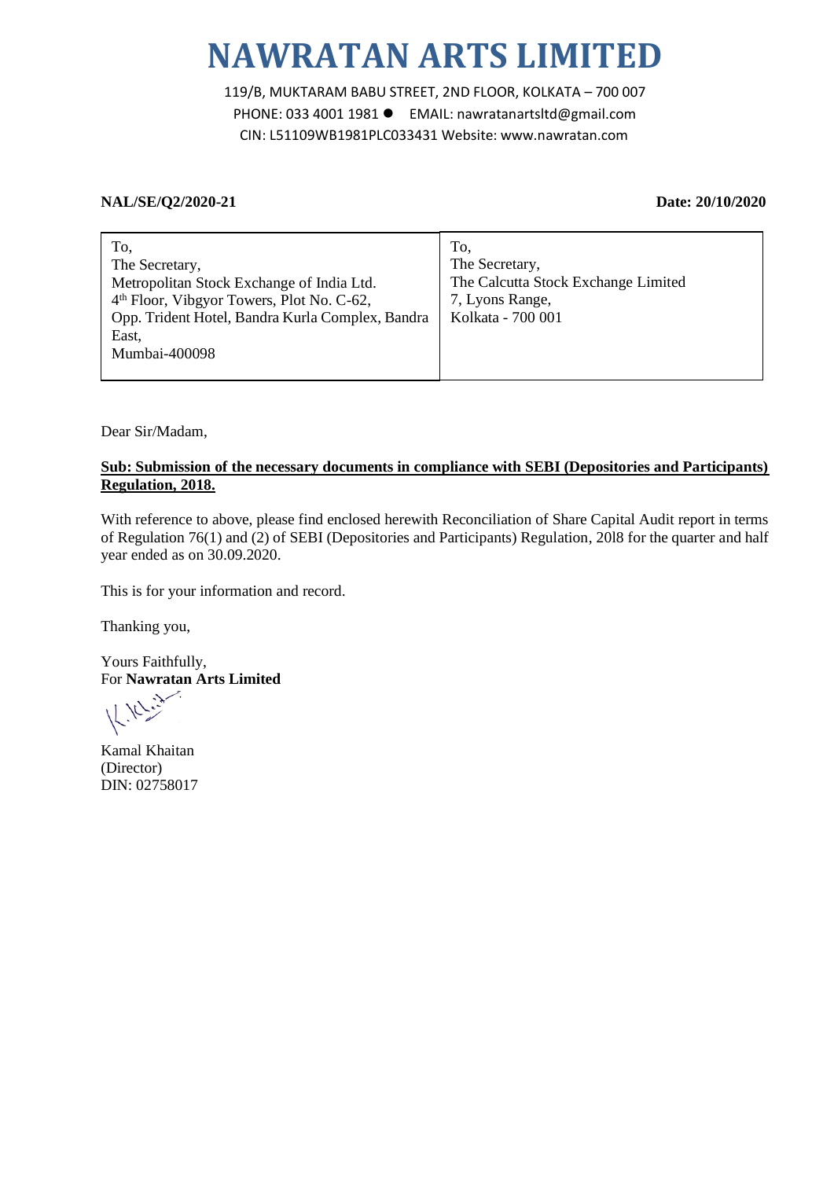# NAWRATAN ARTS LIMITED

119/B, MUKTARAM BABU STREET, 2ND FLOOR, KOLKATA – 700 007
PHONE: 033 4001 1981 ● EMAIL: nawratanartsltd@gmail.com
CIN: L51109WB1981PLC033431 Website: www.nawratan.com

**NAL/SE/Q2/2020-21** **Date: 20/10/2020**

| To,<br>The Secretary,<br>Metropolitan Stock Exchange of India Ltd.<br>4th Floor, Vibgyor Towers, Plot No. C-62,<br>Opp. Trident Hotel, Bandra Kurla Complex, Bandra East,<br>Mumbai-400098 | To,<br>The Secretary,<br>The Calcutta Stock Exchange Limited<br>7, Lyons Range,<br>Kolkata - 700 001 |
|---|---|

Dear Sir/Madam,

**Sub: Submission of the necessary documents in compliance with SEBI (Depositories and Participants) Regulation, 2018.**

With reference to above, please find enclosed herewith Reconciliation of Share Capital Audit report in terms of Regulation 76(1) and (2) of SEBI (Depositories and Participants) Regulation, 2018 for the quarter and half year ended as on 30.09.2020.

This is for your information and record.

Thanking you,

Yours Faithfully,
For **Nawratan Arts Limited**

Kamal Khaitan
(Director)
DIN: 02758017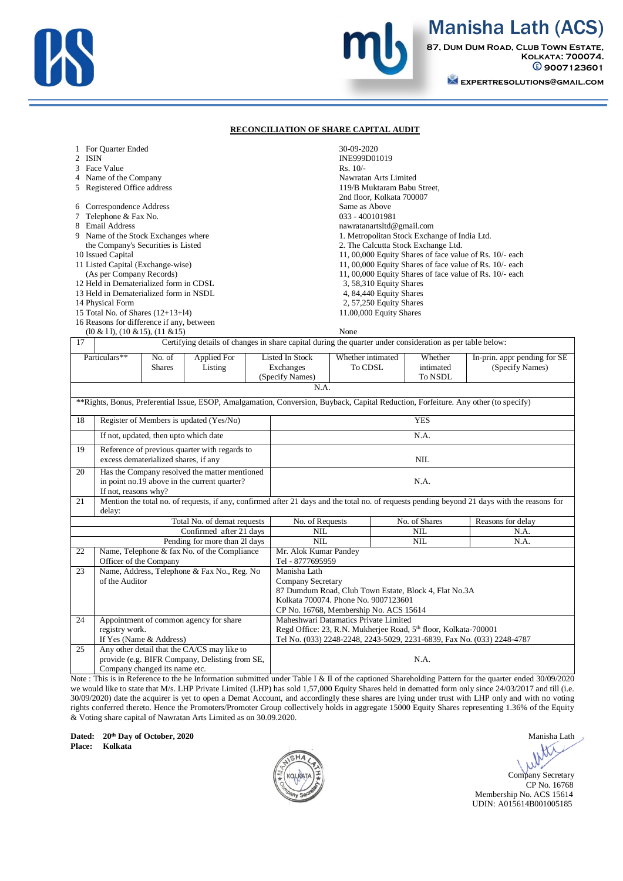**Manisha Lath (ACS)**

87, Dum Dum Road, Club Town Estate,
Kolkata: 700074.
9007123601
expertresolutions@gmail.com

## RECONCILIATION OF SHARE CAPITAL AUDIT

| | | |
|---|---|---|
| 1 | For Quarter Ended | 30-09-2020 |
| 2 | ISIN | INE999D01019 |
| 3 | Face Value | Rs. 10/- |
| 4 | Name of the Company | Nawratan Arts Limited |
| 5 | Registered Office address | 119/B Muktaram Babu Street, 2nd floor, Kolkata 700007 |
| 6 | Correspondence Address | Same as Above |
| 7 | Telephone & Fax No. | 033 - 400101981 |
| 8 | Email Address | nawratanartsltd@gmail.com |
| 9 | Name of the Stock Exchanges where the Company's Securities is Listed | 1. Metropolitan Stock Exchange of India Ltd.<br>2. The Calcutta Stock Exchange Ltd. |
| 10 | Issued Capital | 11, 00,000 Equity Shares of face value of Rs. 10/- each |
| 11 | Listed Capital (Exchange-wise) (As per Company Records) | 11, 00,000 Equity Shares of face value of Rs. 10/- each<br>11, 00,000 Equity Shares of face value of Rs. 10/- each |
| 12 | Held in Dematerialized form in CDSL | 3, 58,310 Equity Shares |
| 13 | Held in Dematerialized form in NSDL | 4, 84,440 Equity Shares |
| 14 | Physical Form | 2, 57,250 Equity Shares |
| 15 | Total No. of Shares (12+13+14) | 11.00,000 Equity Shares |
| 16 | Reasons for difference if any, between (10 & 11), (10 &15), (11 &15) | None |

17 Certifying details of changes in share capital during the quarter under consideration as per table below:

| Particulars** | No. of Shares | Applied For Listing | Listed In Stock Exchanges (Specify Names) | Whether intimated To CDSL | Whether intimated To NSDL | In-prin. appr pending for SE (Specify Names) |
|---|---|---|---|---|---|---|
| N.A. | | | | | | |

**Rights, Bonus, Preferential Issue, ESOP, Amalgamation, Conversion, Buyback, Capital Reduction, Forfeiture. Any other (to specify)

| | | |
|---|---|---|
| 18 | Register of Members is updated (Yes/No) | YES |
| | If not, updated, then upto which date | N.A. |
| 19 | Reference of previous quarter with regards to excess dematerialized shares, if any | NIL |
| 20 | Has the Company resolved the matter mentioned in point no.19 above in the current quarter? If not, reasons why? | N.A. |

21 Mention the total no. of requests, if any, confirmed after 21 days and the total no. of requests pending beyond 21 days with the reasons for delay:

| Total No. of demat requests | No. of Requests | No. of Shares | Reasons for delay |
|---|---|---|---|
| Confirmed after 21 days | NIL | NIL | N.A. |
| Pending for more than 21 days | NIL | NIL | N.A. |

| | | |
|---|---|---|
| 22 | Name, Telephone & fax No. of the Compliance Officer of the Company | Mr. Alok Kumar Pandey<br>Tel - 8777695959 |
| 23 | Name, Address, Telephone & Fax No., Reg. No of the Auditor | Manisha Lath<br>Company Secretary<br>87 Dumdum Road, Club Town Estate, Block 4, Flat No.3A<br>Kolkata 700074. Phone No. 9007123601<br>CP No. 16768, Membership No. ACS 15614 |
| 24 | Appointment of common agency for share registry work. If Yes (Name & Address) | Maheshwari Datamatics Private Limited<br>Regd Office: 23, R.N. Mukherjee Road, 5th floor, Kolkata-700001<br>Tel No. (033) 2248-2248, 2243-5029, 2231-6839, Fax No. (033) 2248-4787 |
| 25 | Any other detail that the CA/CS may like to provide (e.g. BIFR Company, Delisting from SE, Company changed its name etc. | N.A. |

Note : This is in Reference to the he Information submitted under Table I & II of the captioned Shareholding Pattern for the quarter ended 30/09/2020 we would like to state that M/s. LHP Private Limited (LHP) has sold 1,57,000 Equity Shares held in dematted form only since 24/03/2017 and till (i.e. 30/09/2020) date the acquirer is yet to open a Demat Account, and accordingly these shares are lying under trust with LHP only and with no voting rights conferred thereto. Hence the Promoters/Promoter Group collectively holds in aggregate 15000 Equity Shares representing 1.36% of the Equity & Voting share capital of Nawratan Arts Limited as on 30.09.2020.

**Dated: 20th Day of October, 2020**
**Place: Kolkata**

Manisha Lath
Company Secretary
CP No. 16768
Membership No. ACS 15614
UDIN: A015614B001005185